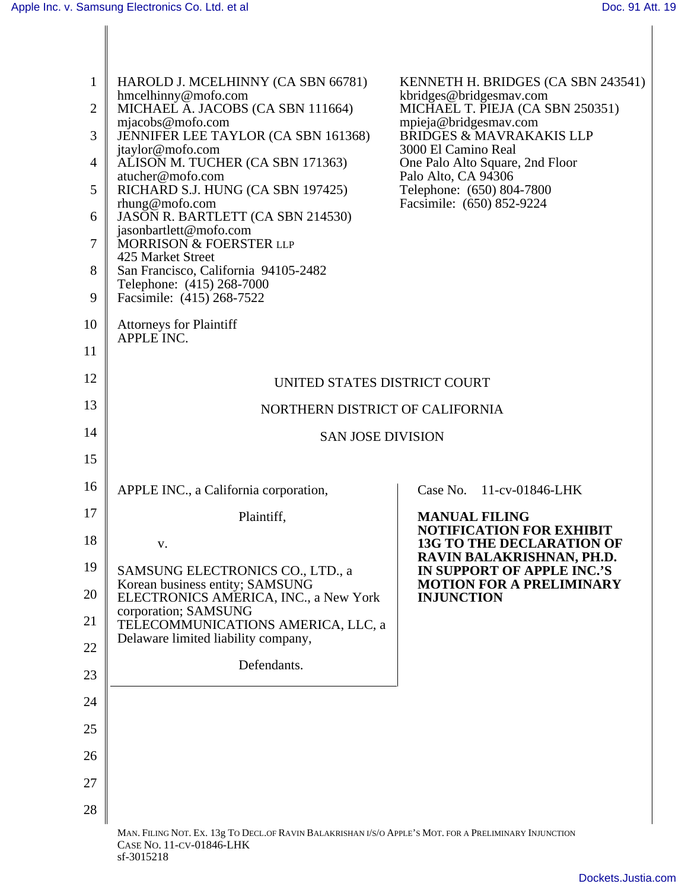HAROLD J. MCELHINNY (CA SBN 66781)
hmcelhinny@mofo.com
MICHAEL A. JACOBS (CA SBN 111664)
mjacobs@mofo.com
JENNIFER LEE TAYLOR (CA SBN 161368)
jtaylor@mofo.com
ALISON M. TUCHER (CA SBN 171363)
atucher@mofo.com
RICHARD S.J. HUNG (CA SBN 197425)
rhung@mofo.com
JASON R. BARTLETT (CA SBN 214530)
jasonbartlett@mofo.com
MORRISON & FOERSTER LLP
425 Market Street
San Francisco, California 94105-2482
Telephone: (415) 268-7000
Facsimile: (415) 268-7522

KENNETH H. BRIDGES (CA SBN 243541)
kbridges@bridgesmav.com
MICHAEL T. PIEJA (CA SBN 250351)
mpieja@bridgesmav.com
BRIDGES & MAVRAKAKIS LLP
3000 El Camino Real
One Palo Alto Square, 2nd Floor
Palo Alto, CA 94306
Telephone: (650) 804-7800
Facsimile: (650) 852-9224

Attorneys for Plaintiff
APPLE INC.

UNITED STATES DISTRICT COURT

NORTHERN DISTRICT OF CALIFORNIA

SAN JOSE DIVISION

APPLE INC., a California corporation,

Plaintiff,

v.

SAMSUNG ELECTRONICS CO., LTD., a Korean business entity; SAMSUNG ELECTRONICS AMERICA, INC., a New York corporation; SAMSUNG TELECOMMUNICATIONS AMERICA, LLC, a Delaware limited liability company,

Defendants.

Case No. 11-cv-01846-LHK

**MANUAL FILING NOTIFICATION FOR EXHIBIT 13G TO THE DECLARATION OF RAVIN BALAKRISHNAN, PH.D. IN SUPPORT OF APPLE INC.'S MOTION FOR A PRELIMINARY INJUNCTION**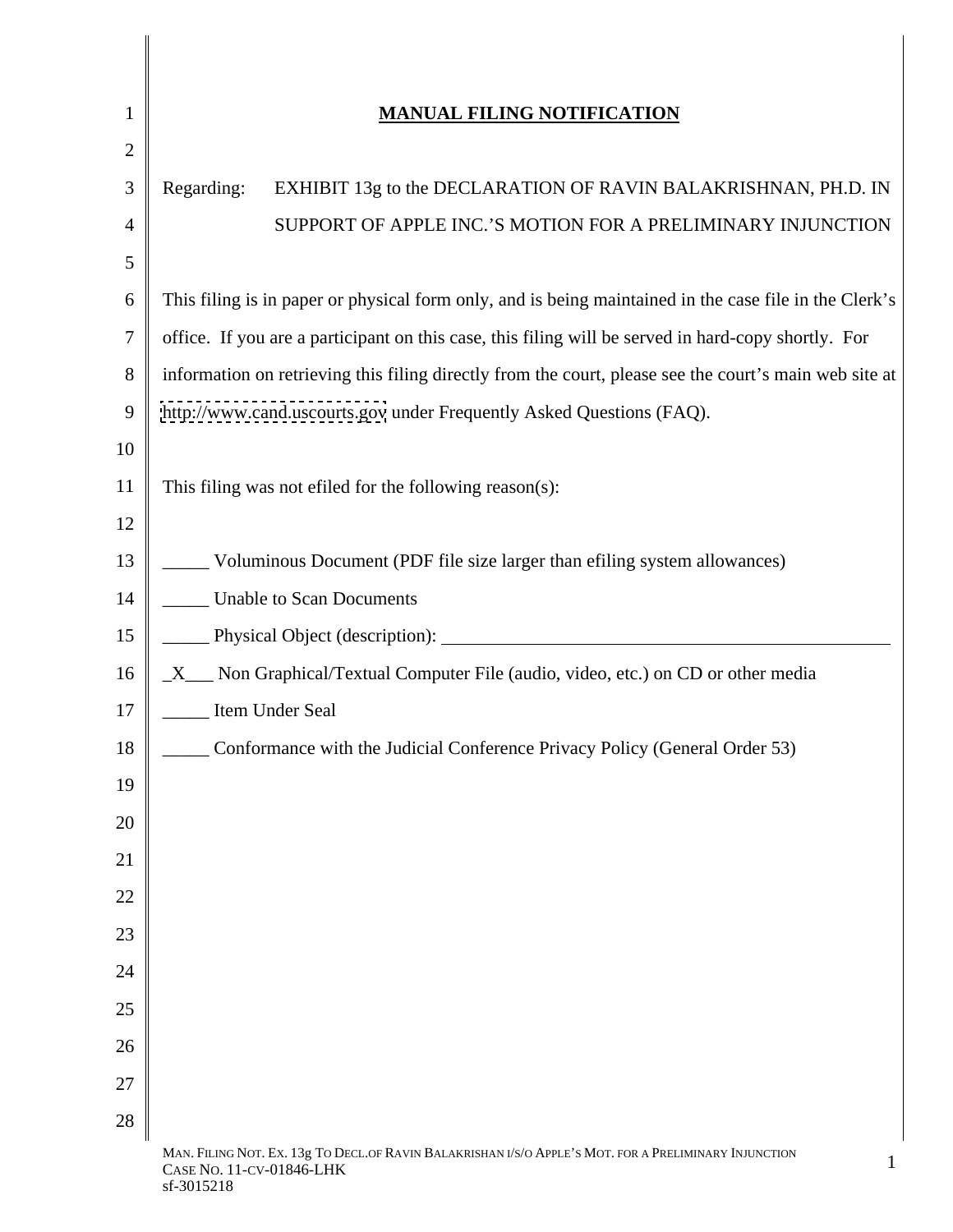# MANUAL FILING NOTIFICATION

Regarding: EXHIBIT 13g to the DECLARATION OF RAVIN BALAKRISHNAN, PH.D. IN SUPPORT OF APPLE INC.'S MOTION FOR A PRELIMINARY INJUNCTION

This filing is in paper or physical form only, and is being maintained in the case file in the Clerk's office. If you are a participant on this case, this filing will be served in hard-copy shortly. For information on retrieving this filing directly from the court, please see the court's main web site at http://www.cand.uscourts.gov under Frequently Asked Questions (FAQ).

This filing was not efiled for the following reason(s):

_____ Voluminous Document (PDF file size larger than efiling system allowances)

_____ Unable to Scan Documents

_____ Physical Object (description): ______________________________

_X___ Non Graphical/Textual Computer File (audio, video, etc.) on CD or other media

_____ Item Under Seal

_____ Conformance with the Judicial Conference Privacy Policy (General Order 53)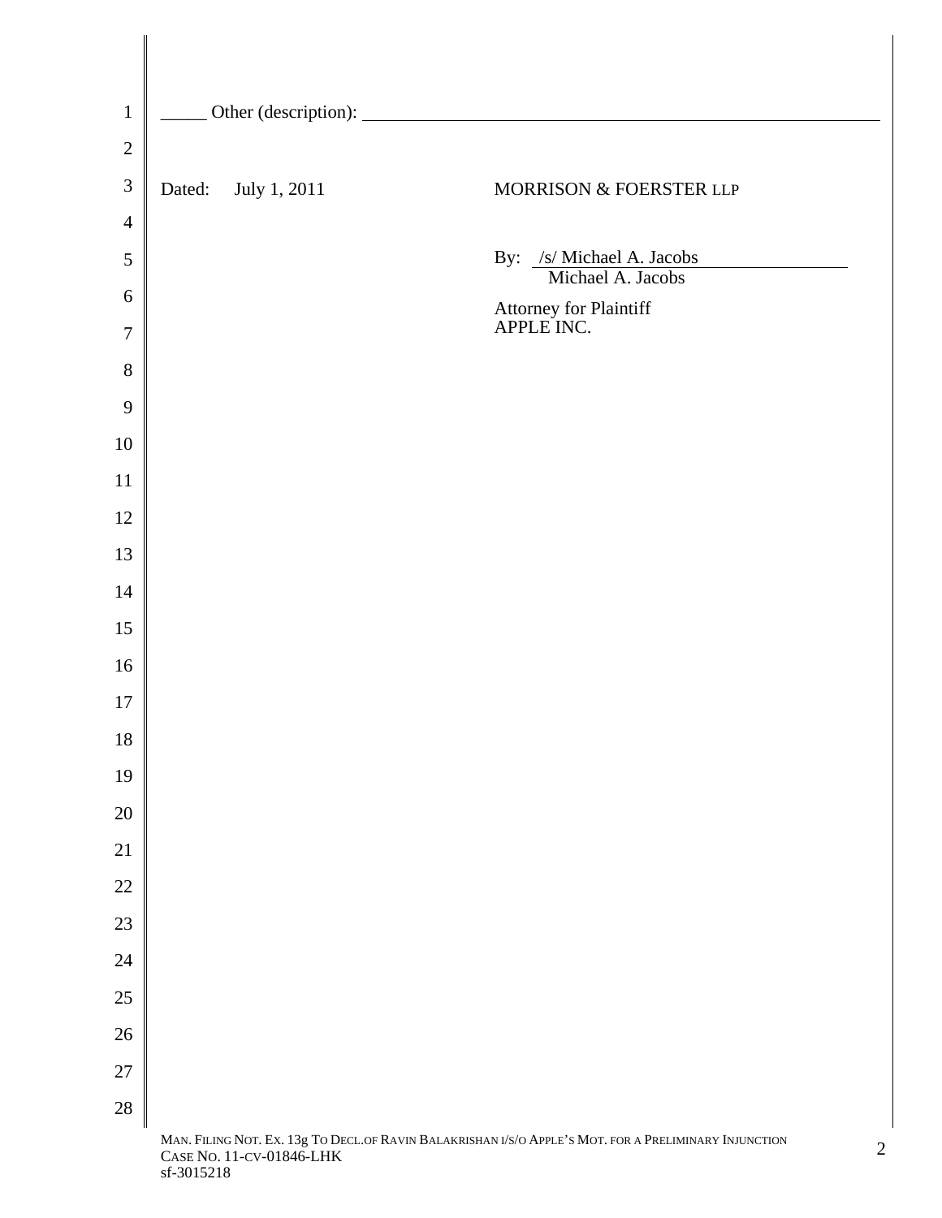_____ Other (description): ______________________________________________

Dated: July 1, 2011

MORRISON & FOERSTER LLP

By: /s/ Michael A. Jacobs
Michael A. Jacobs

Attorney for Plaintiff
APPLE INC.

MAN. FILING NOT. EX. 13g TO DECL.OF RAVIN BALAKRISHAN I/S/O APPLE'S MOT. FOR A PRELIMINARY INJUNCTION
CASE NO. 11-CV-01846-LHK
sf-3015218